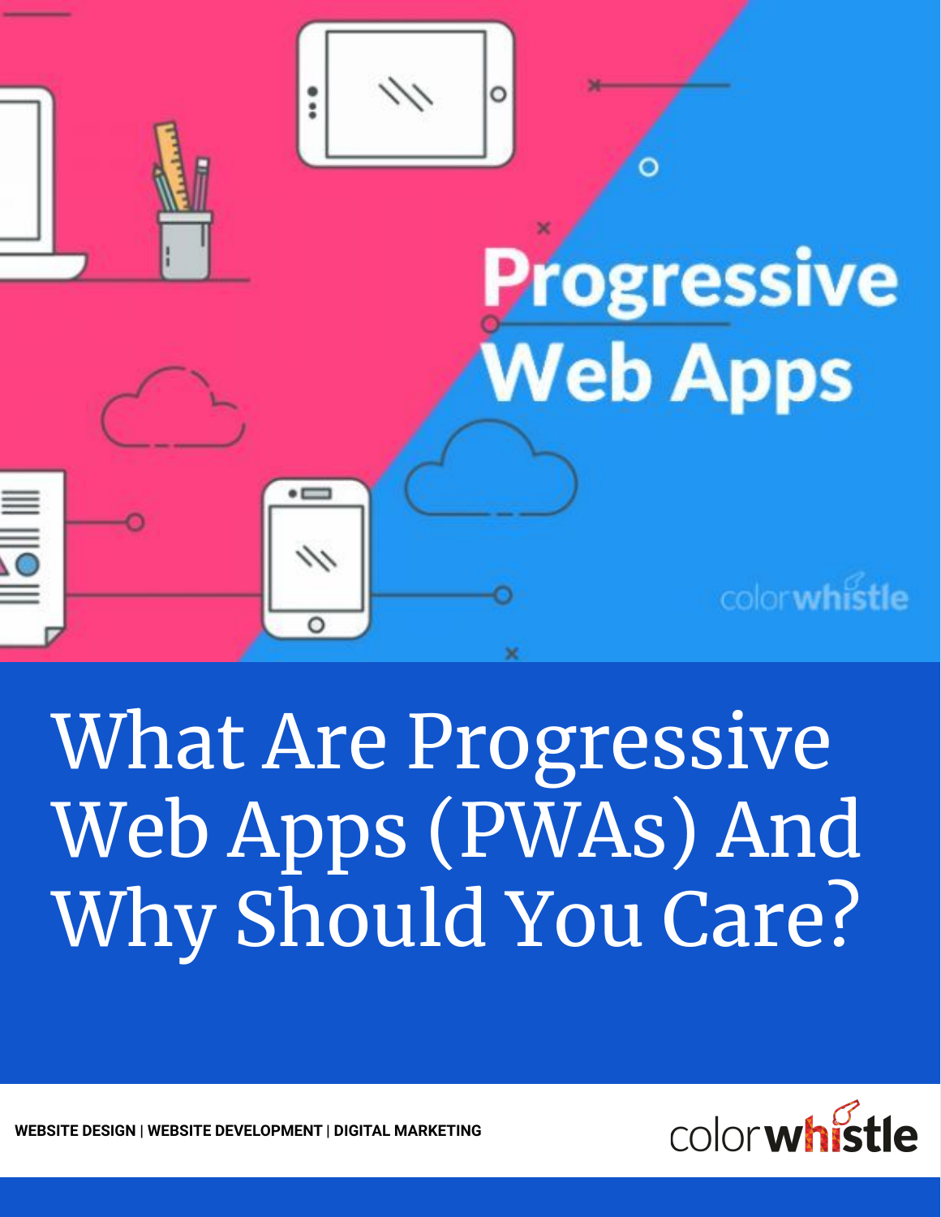# What Are Progressive Web Apps (PWAs) And Why Should You Care?

**WEBSITE DESIGN | WEBSITE DEVELOPMENT | DIGITAL MARKETING**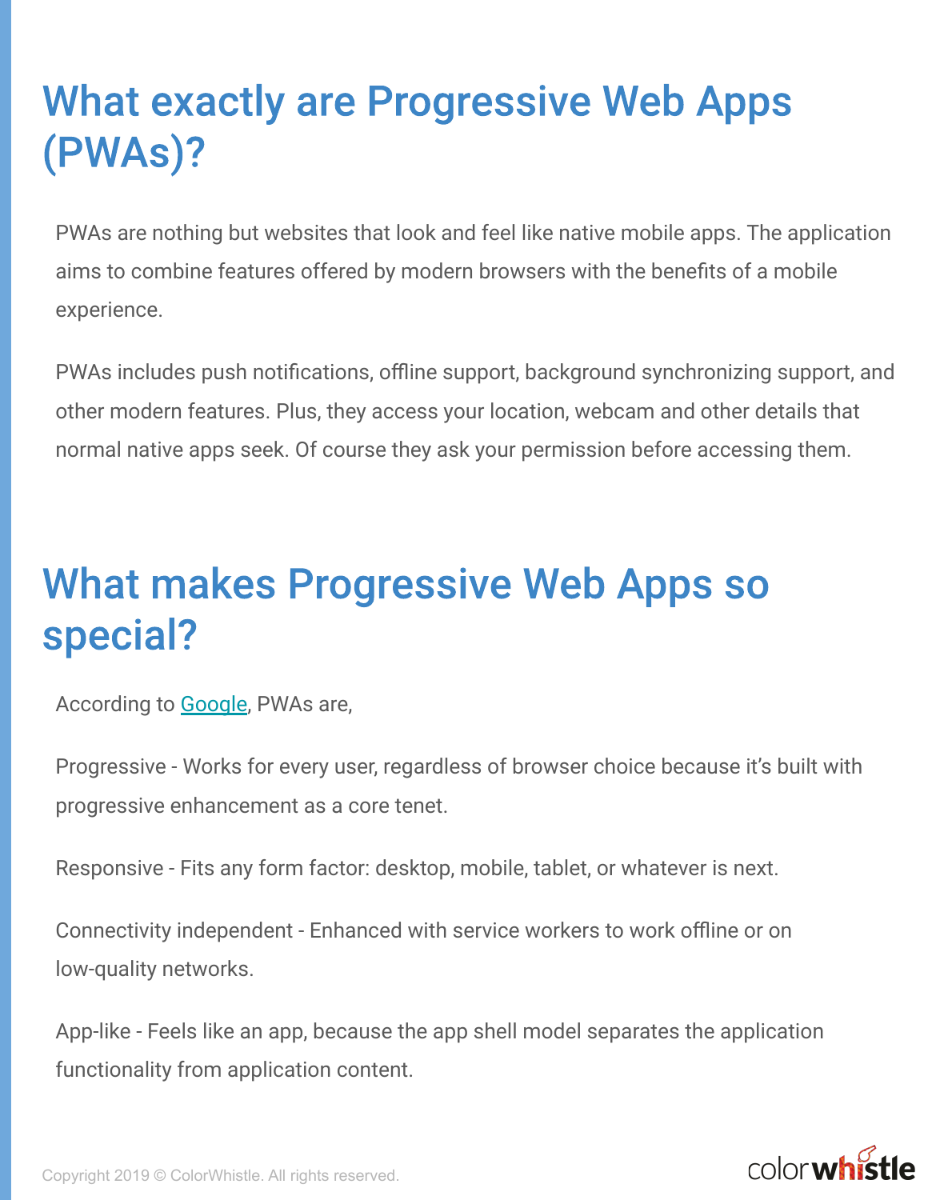# What exactly are Progressive Web Apps (PWAs)?

PWAs are nothing but websites that look and feel like native mobile apps. The application aims to combine features offered by modern browsers with the benefits of a mobile experience.

PWAs includes push notifications, offline support, background synchronizing support, and other modern features. Plus, they access your location, webcam and other details that normal native apps seek. Of course they ask your permission before accessing them.

# What makes Progressive Web Apps so special?

According to Google, PWAs are,

Progressive - Works for every user, regardless of browser choice because it's built with progressive enhancement as a core tenet.

Responsive - Fits any form factor: desktop, mobile, tablet, or whatever is next.

Connectivity independent - Enhanced with service workers to work offline or on low-quality networks.

App-like - Feels like an app, because the app shell model separates the application functionality from application content.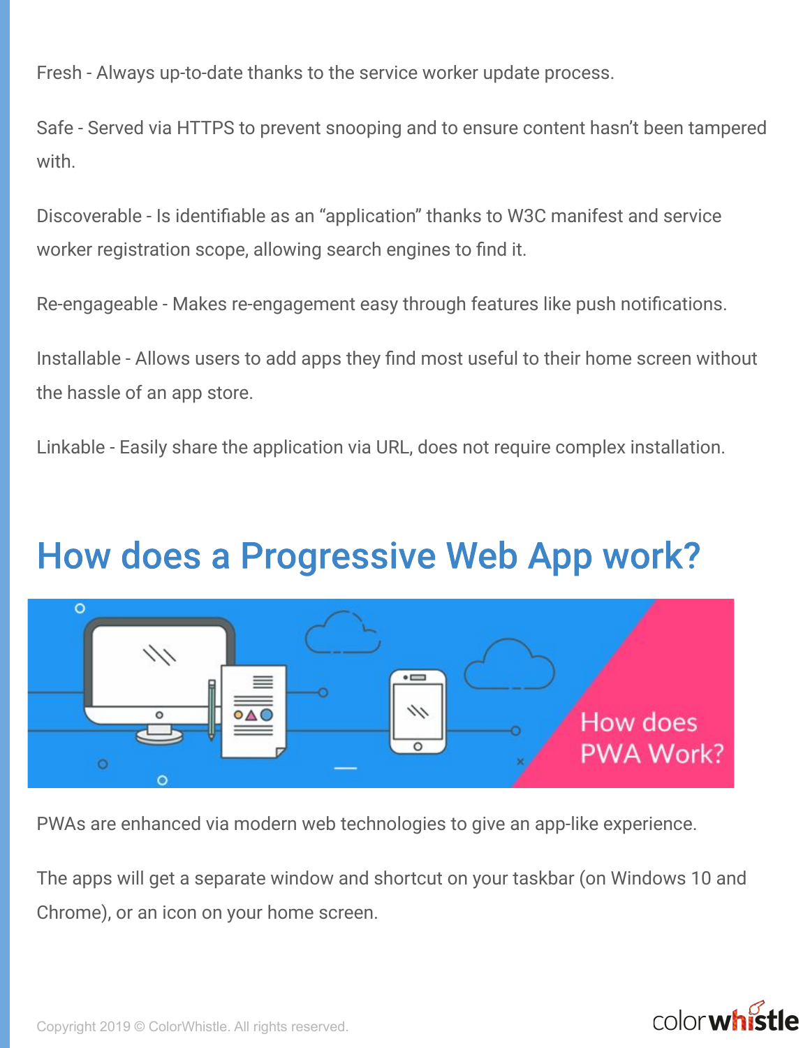Fresh - Always up-to-date thanks to the service worker update process.

Safe - Served via HTTPS to prevent snooping and to ensure content hasn't been tampered with.

Discoverable - Is identifiable as an "application" thanks to W3C manifest and service worker registration scope, allowing search engines to find it.

Re-engageable - Makes re-engagement easy through features like push notifications.

Installable - Allows users to add apps they find most useful to their home screen without the hassle of an app store.

Linkable - Easily share the application via URL, does not require complex installation.

## How does a Progressive Web App work?

PWAs are enhanced via modern web technologies to give an app-like experience.

The apps will get a separate window and shortcut on your taskbar (on Windows 10 and Chrome), or an icon on your home screen.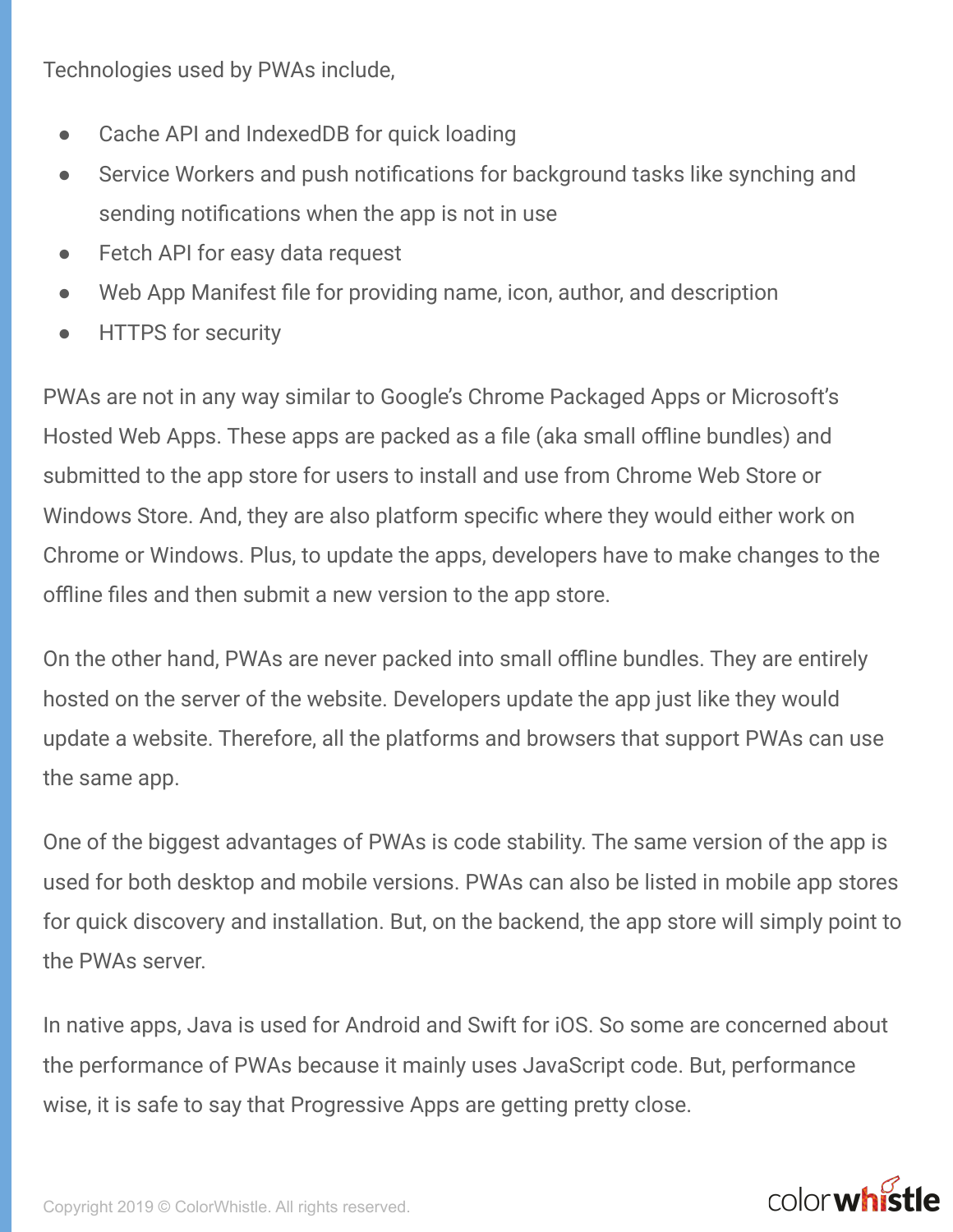Technologies used by PWAs include,

- Cache API and IndexedDB for quick loading
- Service Workers and push notifications for background tasks like synching and sending notifications when the app is not in use
- Fetch API for easy data request
- Web App Manifest file for providing name, icon, author, and description
- HTTPS for security

PWAs are not in any way similar to Google's Chrome Packaged Apps or Microsoft's Hosted Web Apps. These apps are packed as a file (aka small offline bundles) and submitted to the app store for users to install and use from Chrome Web Store or Windows Store. And, they are also platform specific where they would either work on Chrome or Windows. Plus, to update the apps, developers have to make changes to the offline files and then submit a new version to the app store.

On the other hand, PWAs are never packed into small offline bundles. They are entirely hosted on the server of the website. Developers update the app just like they would update a website. Therefore, all the platforms and browsers that support PWAs can use the same app.

One of the biggest advantages of PWAs is code stability. The same version of the app is used for both desktop and mobile versions. PWAs can also be listed in mobile app stores for quick discovery and installation. But, on the backend, the app store will simply point to the PWAs server.

In native apps, Java is used for Android and Swift for iOS. So some are concerned about the performance of PWAs because it mainly uses JavaScript code. But, performance wise, it is safe to say that Progressive Apps are getting pretty close.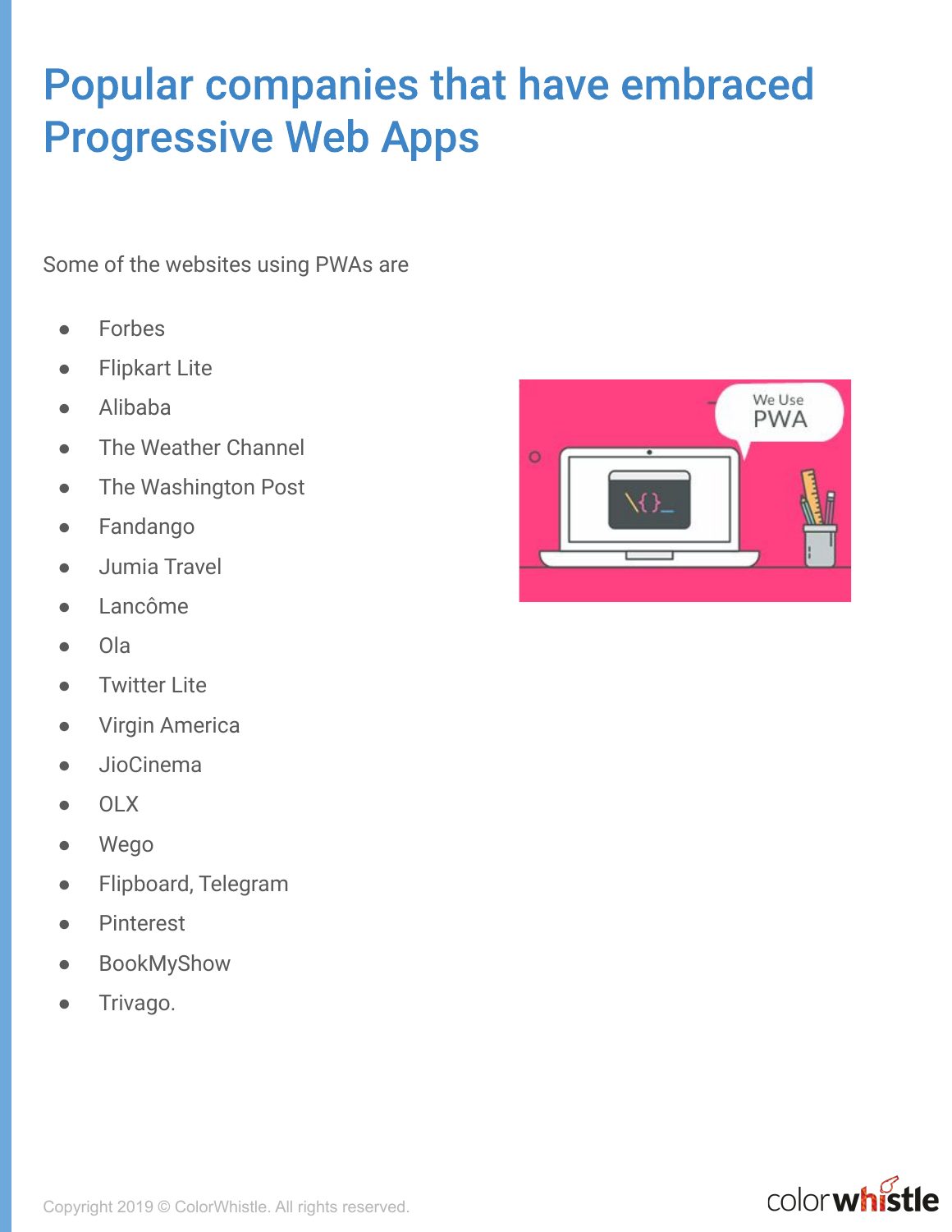# Popular companies that have embraced Progressive Web Apps

Some of the websites using PWAs are

- Forbes
- Flipkart Lite
- Alibaba
- The Weather Channel
- The Washington Post
- Fandango
- Jumia Travel
- Lancôme
- Ola
- Twitter Lite
- Virgin America
- JioCinema
- OLX
- Wego
- Flipboard, Telegram
- Pinterest
- BookMyShow
- Trivago.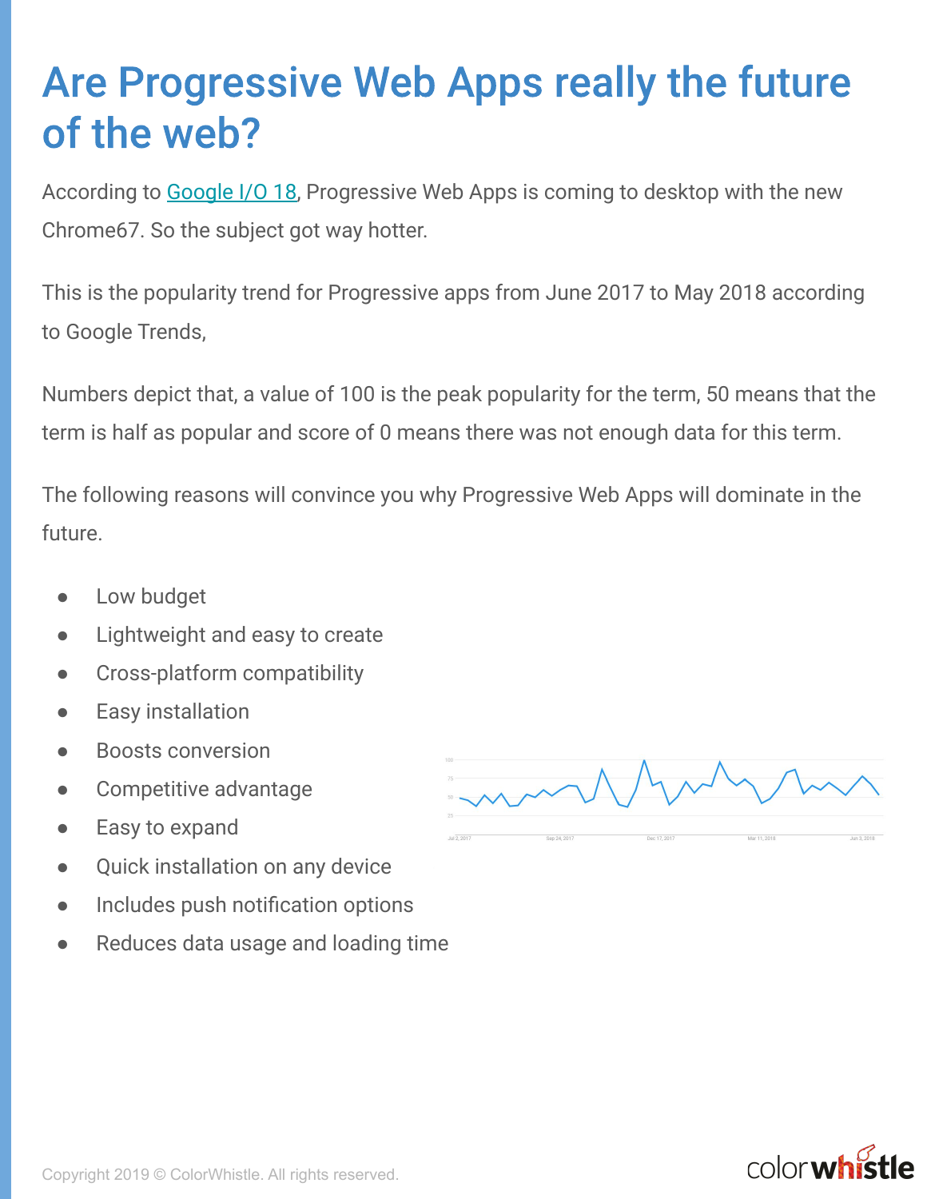# Are Progressive Web Apps really the future of the web?

According to Google I/O 18, Progressive Web Apps is coming to desktop with the new Chrome67. So the subject got way hotter.

This is the popularity trend for Progressive apps from June 2017 to May 2018 according to Google Trends,

Numbers depict that, a value of 100 is the peak popularity for the term, 50 means that the term is half as popular and score of 0 means there was not enough data for this term.

The following reasons will convince you why Progressive Web Apps will dominate in the future.

- Low budget
- Lightweight and easy to create
- Cross-platform compatibility
- Easy installation
- Boosts conversion
- Competitive advantage
- Easy to expand
- Quick installation on any device
- Includes push notification options
- Reduces data usage and loading time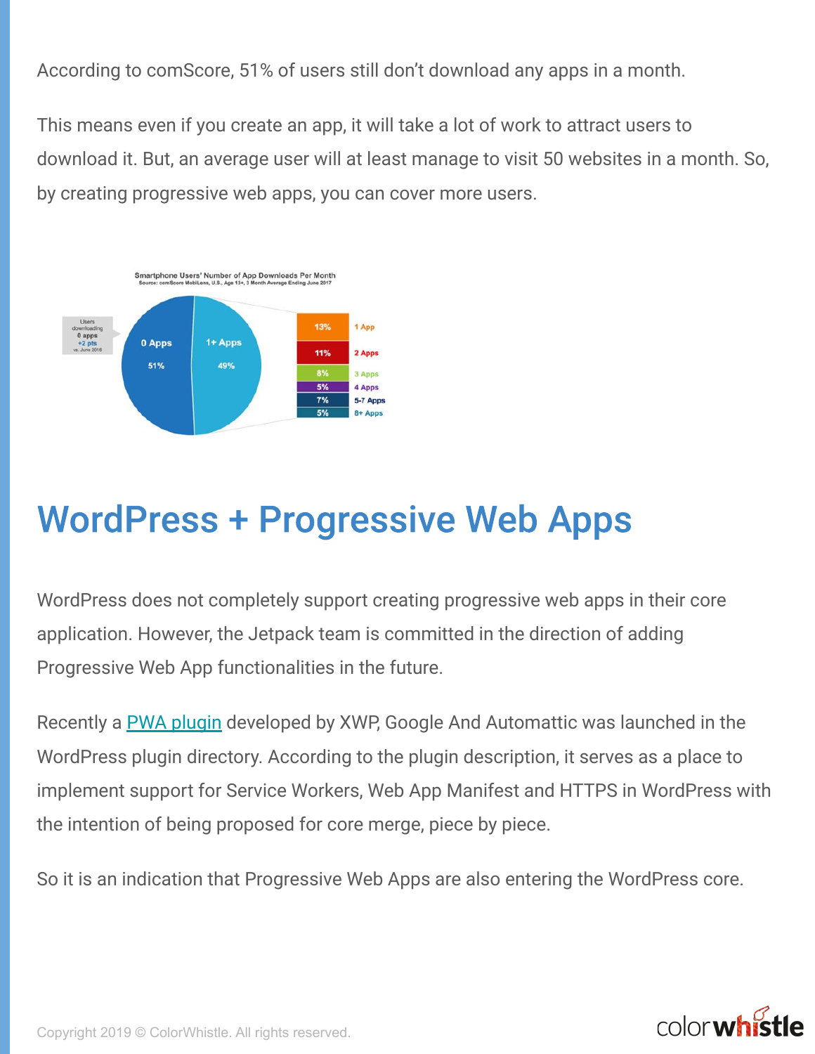According to comScore, 51% of users still don't download any apps in a month.

This means even if you create an app, it will take a lot of work to attract users to download it. But, an average user will at least manage to visit 50 websites in a month. So, by creating progressive web apps, you can cover more users.

# WordPress + Progressive Web Apps

WordPress does not completely support creating progressive web apps in their core application. However, the Jetpack team is committed in the direction of adding Progressive Web App functionalities in the future.

Recently a PWA plugin developed by XWP, Google And Automattic was launched in the WordPress plugin directory. According to the plugin description, it serves as a place to implement support for Service Workers, Web App Manifest and HTTPS in WordPress with the intention of being proposed for core merge, piece by piece.

So it is an indication that Progressive Web Apps are also entering the WordPress core.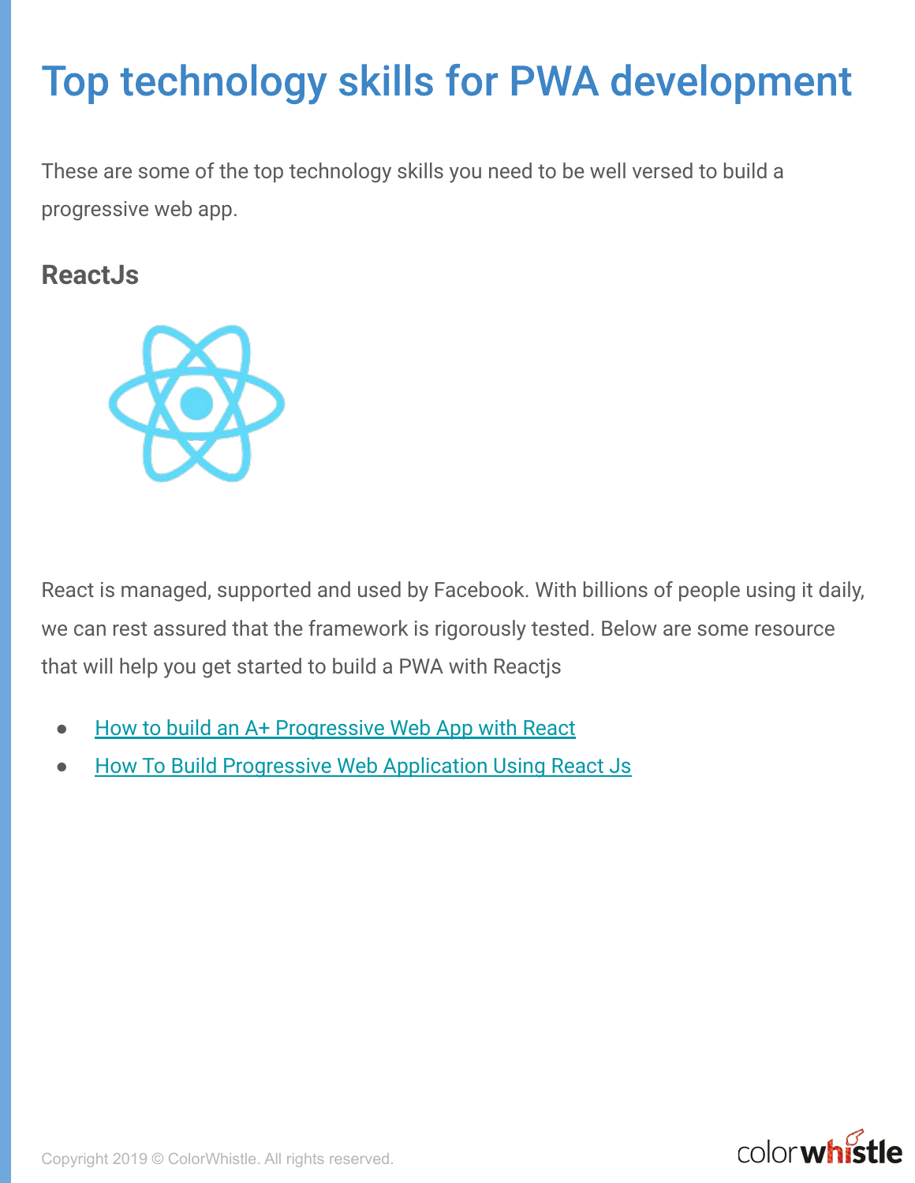# Top technology skills for PWA development

These are some of the top technology skills you need to be well versed to build a progressive web app.

## ReactJs

React is managed, supported and used by Facebook. With billions of people using it daily, we can rest assured that the framework is rigorously tested. Below are some resource that will help you get started to build a PWA with Reactjs

- How to build an A+ Progressive Web App with React
- How To Build Progressive Web Application Using React Js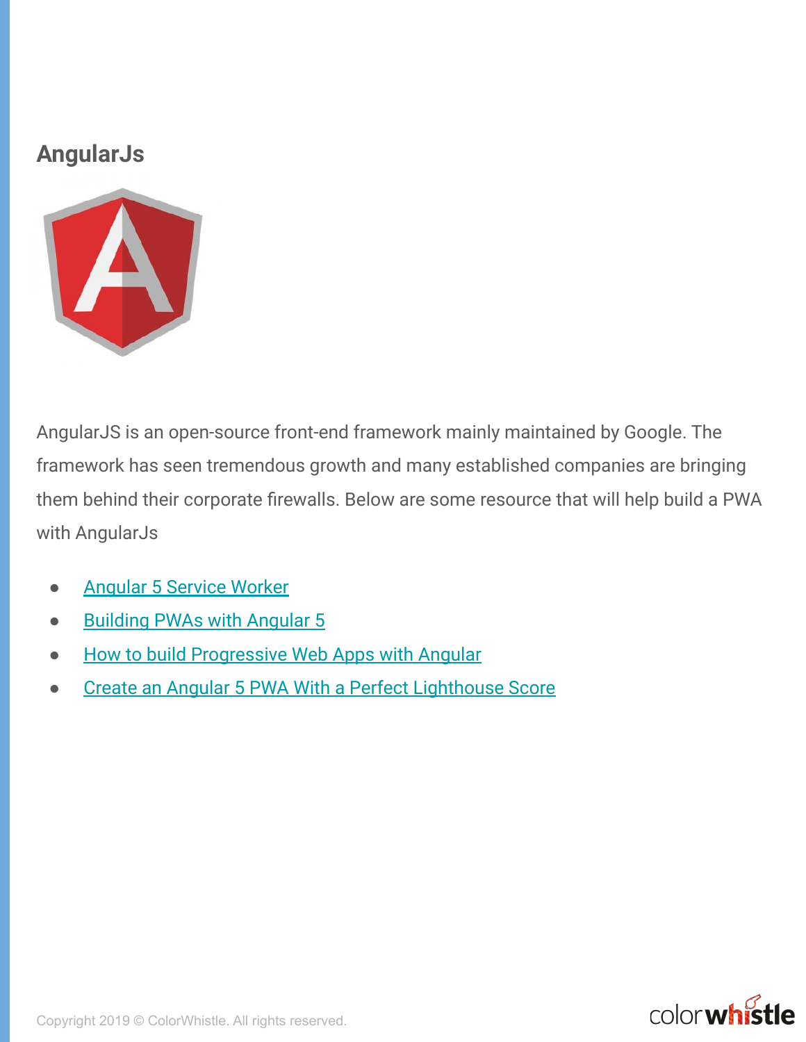## AngularJs

AngularJS is an open-source front-end framework mainly maintained by Google. The framework has seen tremendous growth and many established companies are bringing them behind their corporate firewalls. Below are some resource that will help build a PWA with AngularJs

- Angular 5 Service Worker
- Building PWAs with Angular 5
- How to build Progressive Web Apps with Angular
- Create an Angular 5 PWA With a Perfect Lighthouse Score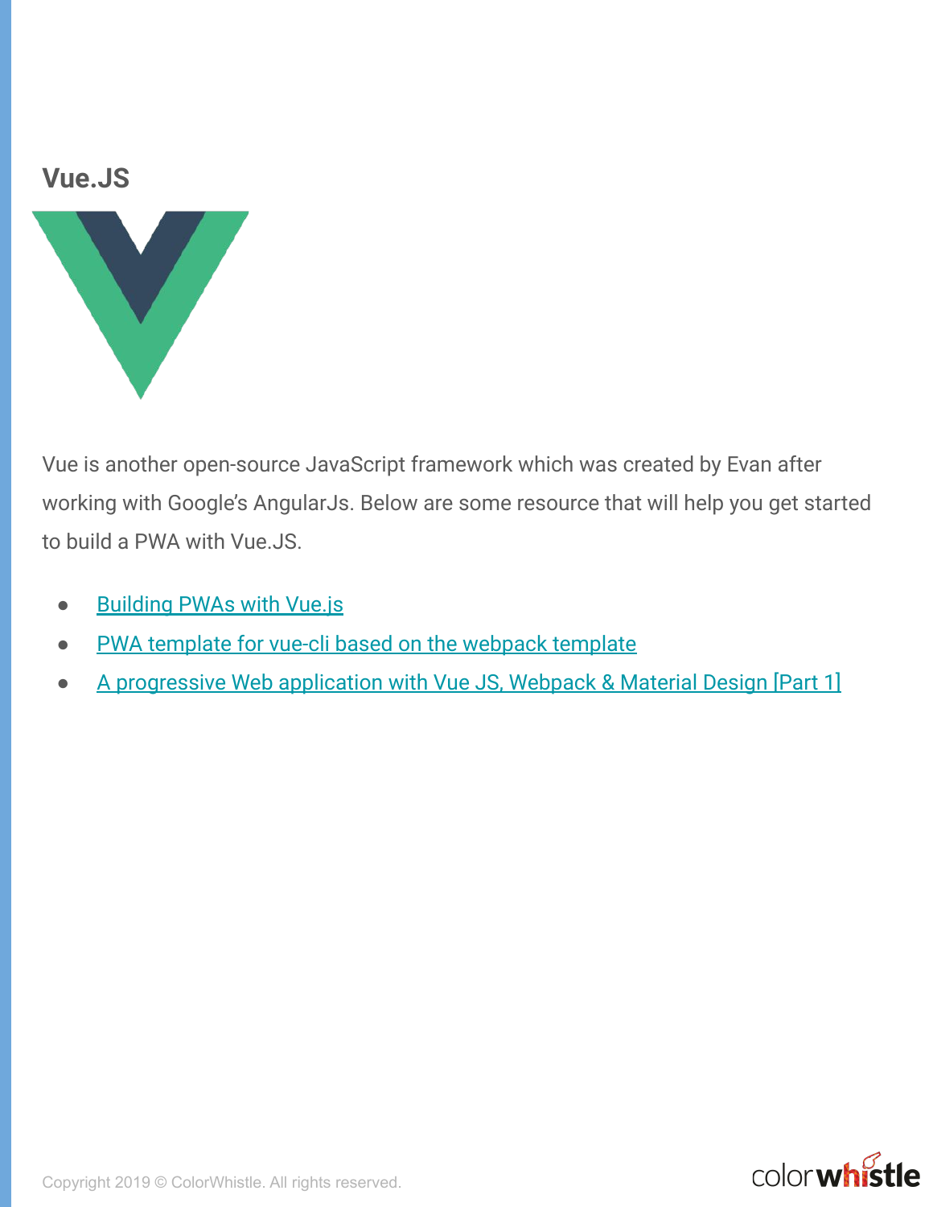## Vue.JS

Vue is another open-source JavaScript framework which was created by Evan after working with Google's AngularJs. Below are some resource that will help you get started to build a PWA with Vue.JS.

- Building PWAs with Vue.js
- PWA template for vue-cli based on the webpack template
- A progressive Web application with Vue JS, Webpack & Material Design [Part 1]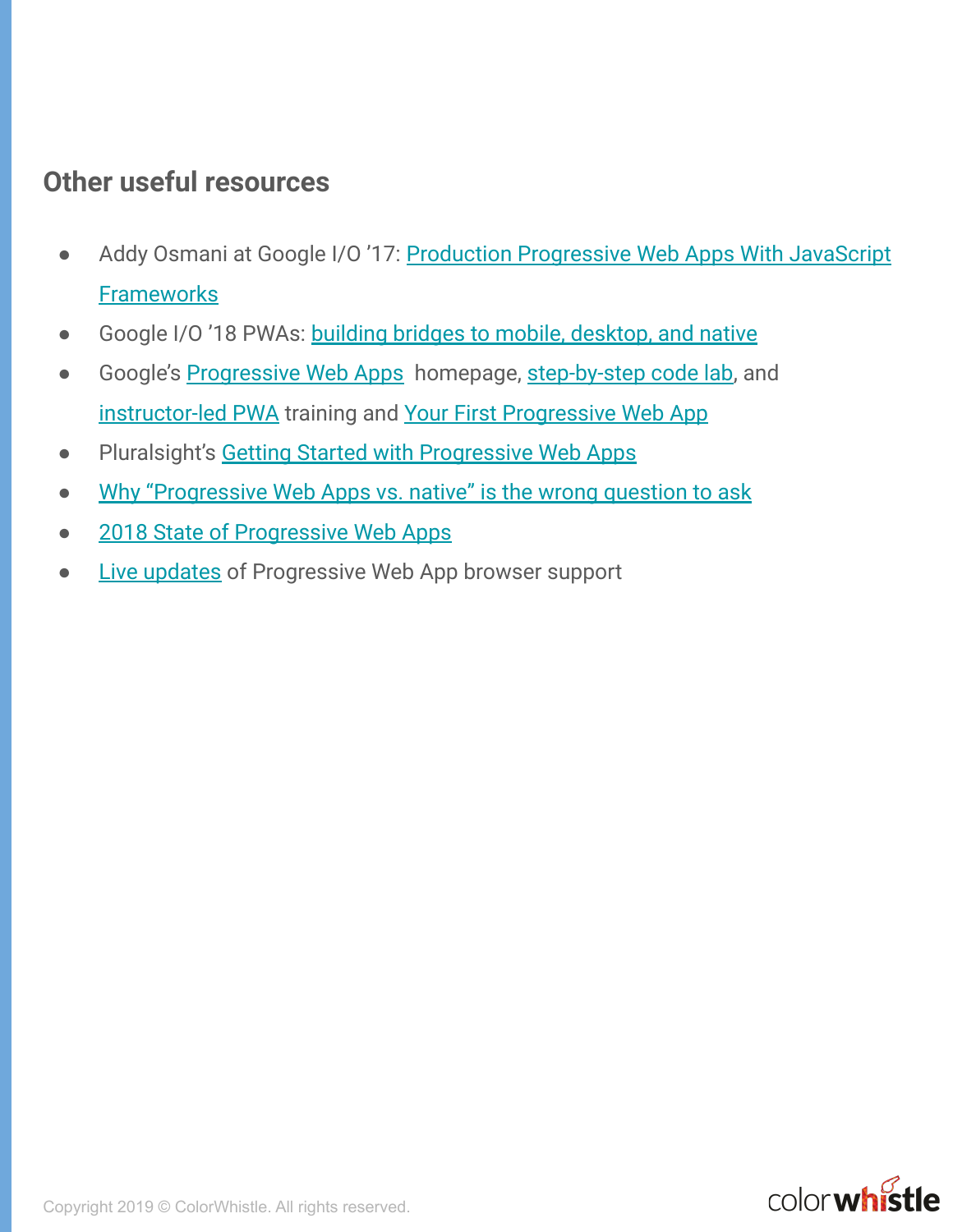## Other useful resources

- Addy Osmani at Google I/O ’17: Production Progressive Web Apps With JavaScript Frameworks
- Google I/O ’18 PWAs: building bridges to mobile, desktop, and native
- Google’s Progressive Web Apps homepage, step-by-step code lab, and instructor-led PWA training and Your First Progressive Web App
- Pluralsight’s Getting Started with Progressive Web Apps
- Why “Progressive Web Apps vs. native” is the wrong question to ask
- 2018 State of Progressive Web Apps
- Live updates of Progressive Web App browser support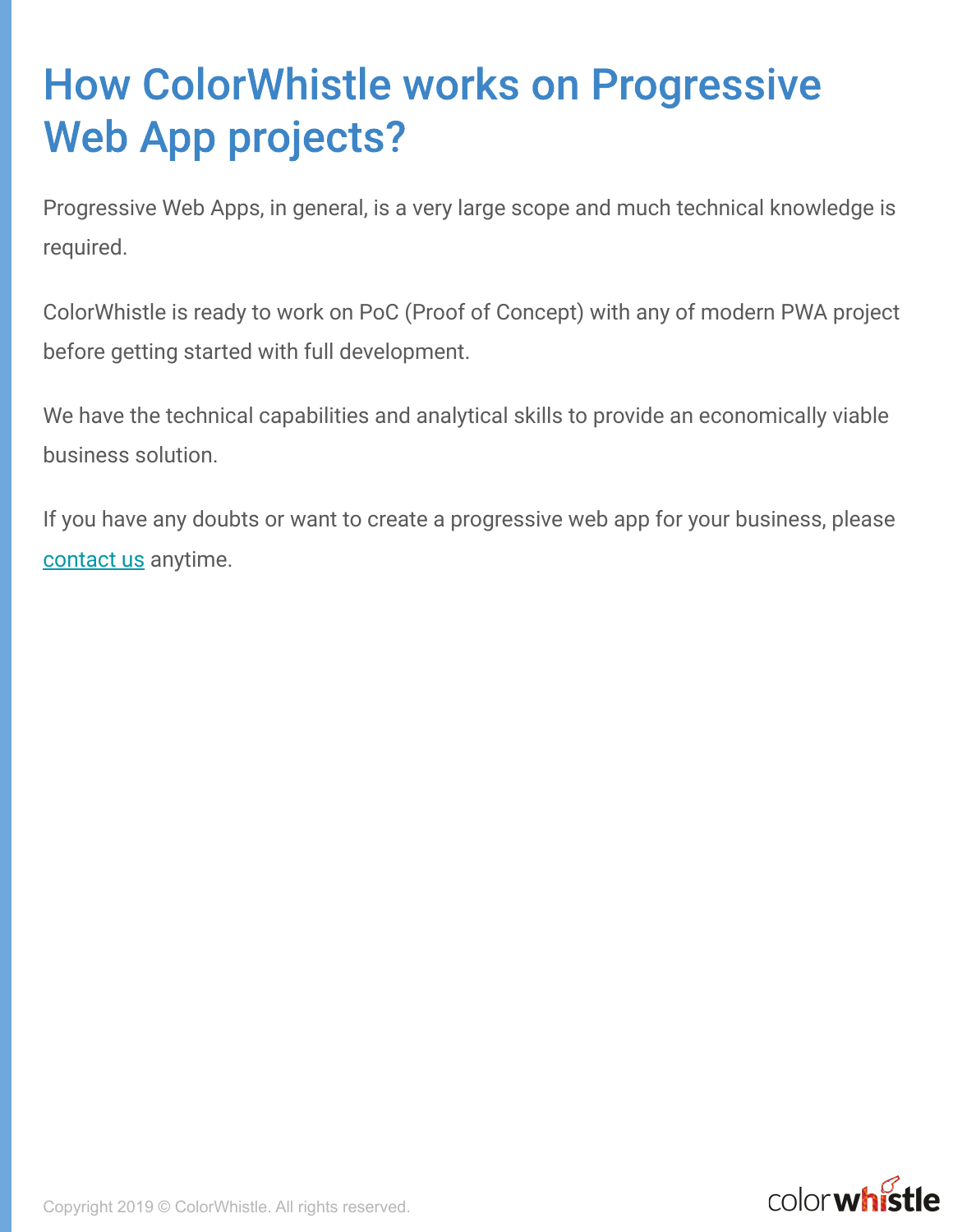# How ColorWhistle works on Progressive Web App projects?

Progressive Web Apps, in general, is a very large scope and much technical knowledge is required.

ColorWhistle is ready to work on PoC (Proof of Concept) with any of modern PWA project before getting started with full development.

We have the technical capabilities and analytical skills to provide an economically viable business solution.

If you have any doubts or want to create a progressive web app for your business, please contact us anytime.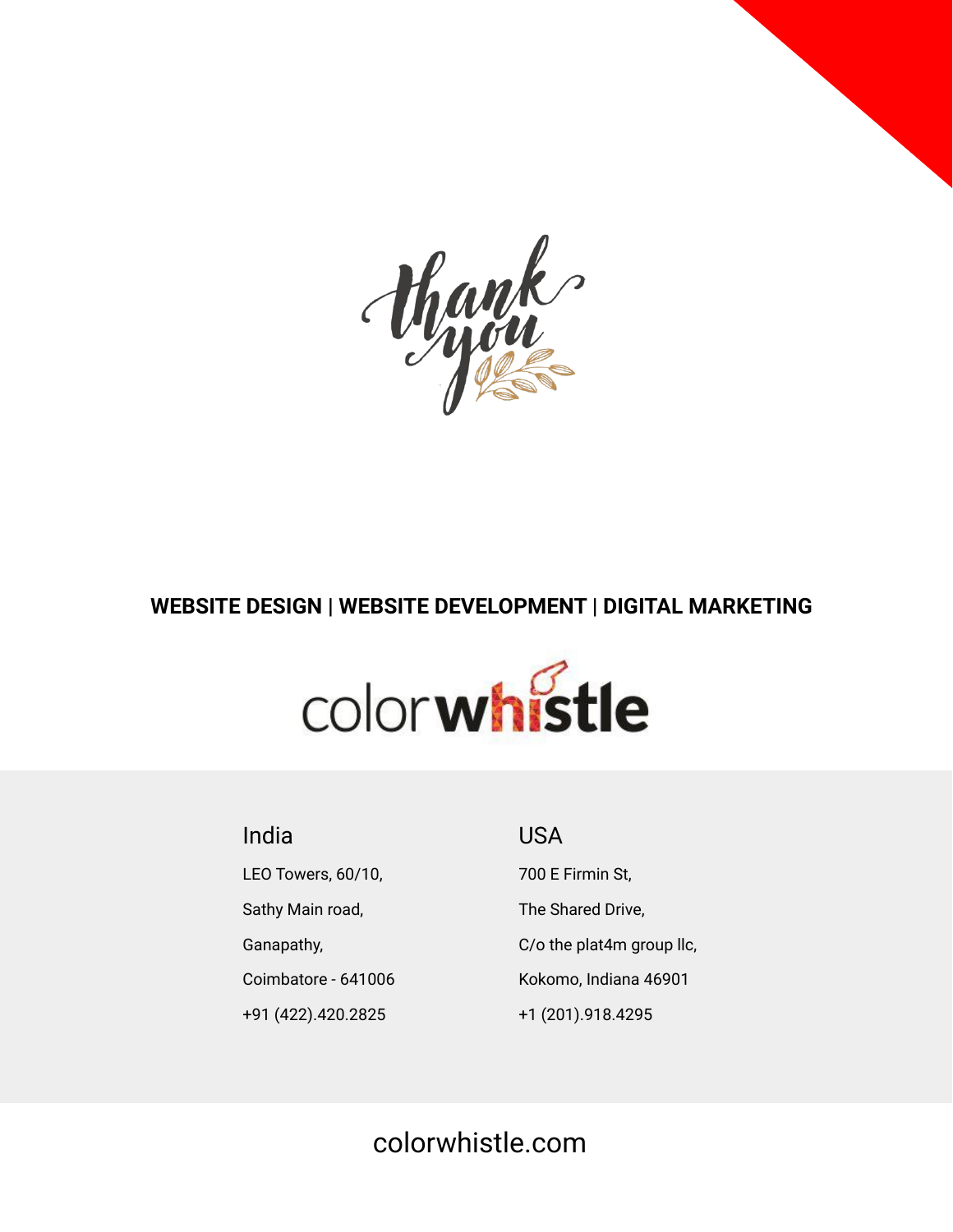thank you

**WEBSITE DESIGN | WEBSITE DEVELOPMENT | DIGITAL MARKETING**

colorwhistle

India

LEO Towers, 60/10,

Sathy Main road,

Ganapathy,

Coimbatore - 641006

+91 (422).420.2825

USA

700 E Firmin St,

The Shared Drive,

C/o the plat4m group llc,

Kokomo, Indiana 46901

+1 (201).918.4295

colorwhistle.com